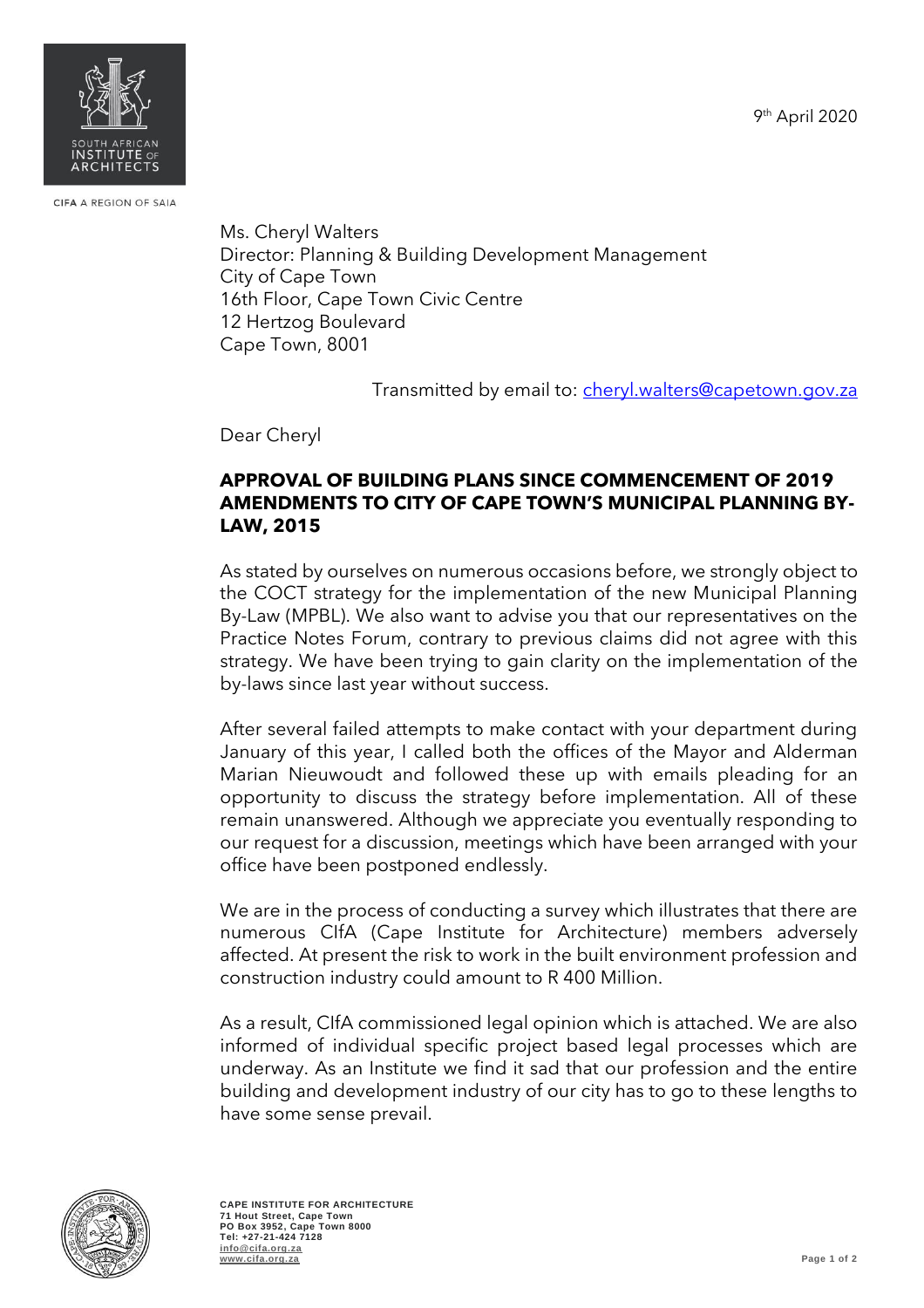SOUTH AFRICAN INSTITUTE OF ARCHITECTS

CIFA A REGION OF SAIA

9th April 2020

Ms. Cheryl Walters
Director: Planning & Building Development Management
City of Cape Town
16th Floor, Cape Town Civic Centre
12 Hertzog Boulevard
Cape Town, 8001

Transmitted by email to: cheryl.walters@capetown.gov.za

Dear Cheryl

**APPROVAL OF BUILDING PLANS SINCE COMMENCEMENT OF 2019 AMENDMENTS TO CITY OF CAPE TOWN'S MUNICIPAL PLANNING BY-LAW, 2015**

As stated by ourselves on numerous occasions before, we strongly object to the COCT strategy for the implementation of the new Municipal Planning By-Law (MPBL). We also want to advise you that our representatives on the Practice Notes Forum, contrary to previous claims did not agree with this strategy. We have been trying to gain clarity on the implementation of the by-laws since last year without success.

After several failed attempts to make contact with your department during January of this year, I called both the offices of the Mayor and Alderman Marian Nieuwoudt and followed these up with emails pleading for an opportunity to discuss the strategy before implementation. All of these remain unanswered. Although we appreciate you eventually responding to our request for a discussion, meetings which have been arranged with your office have been postponed endlessly.

We are in the process of conducting a survey which illustrates that there are numerous CIfA (Cape Institute for Architecture) members adversely affected. At present the risk to work in the built environment profession and construction industry could amount to R 400 Million.

As a result, CIfA commissioned legal opinion which is attached. We are also informed of individual specific project based legal processes which are underway. As an Institute we find it sad that our profession and the entire building and development industry of our city has to go to these lengths to have some sense prevail.

**CAPE INSTITUTE FOR ARCHITECTURE**
71 Hout Street, Cape Town
PO Box 3952, Cape Town 8000
Tel: +27-21-424 7128
info@cifa.org.za
www.cifa.org.za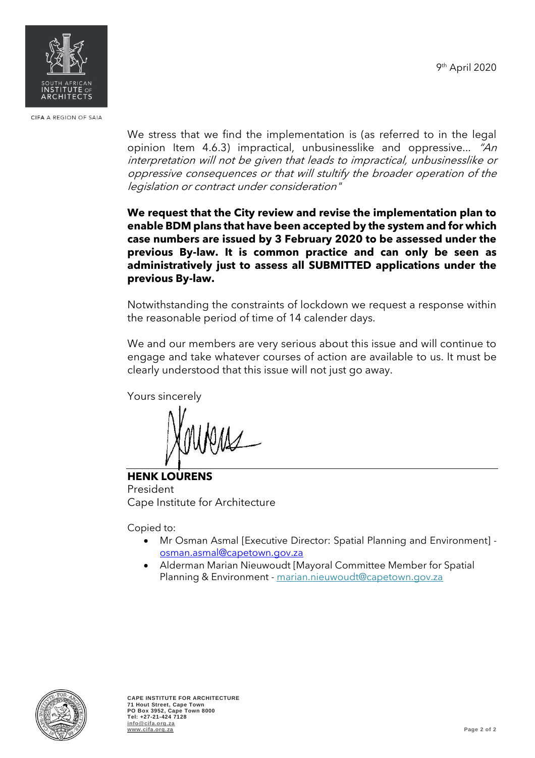9th April 2020

We stress that we find the implementation is (as referred to in the legal opinion Item 4.6.3) impractical, unbusinesslike and oppressive… *"An interpretation will not be given that leads to impractical, unbusinesslike or oppressive consequences or that will stultify the broader operation of the legislation or contract under consideration"*

**We request that the City review and revise the implementation plan to enable BDM plans that have been accepted by the system and for which case numbers are issued by 3 February 2020 to be assessed under the previous By-law. It is common practice and can only be seen as administratively just to assess all SUBMITTED applications under the previous By-law.**

Notwithstanding the constraints of lockdown we request a response within the reasonable period of time of 14 calender days.

We and our members are very serious about this issue and will continue to engage and take whatever courses of action are available to us. It must be clearly understood that this issue will not just go away.

Yours sincerely

**HENK LOURENS**
President
Cape Institute for Architecture

Copied to:

- Mr Osman Asmal [Executive Director: Spatial Planning and Environment] - osman.asmal@capetown.gov.za
- Alderman Marian Nieuwoudt [Mayoral Committee Member for Spatial Planning & Environment - marian.nieuwoudt@capetown.gov.za

**CAPE INSTITUTE FOR ARCHITECTURE**
71 Hout Street, Cape Town
PO Box 3952, Cape Town 8000
Tel: +27-21-424 7128
info@cifa.org.za
www.cifa.org.za